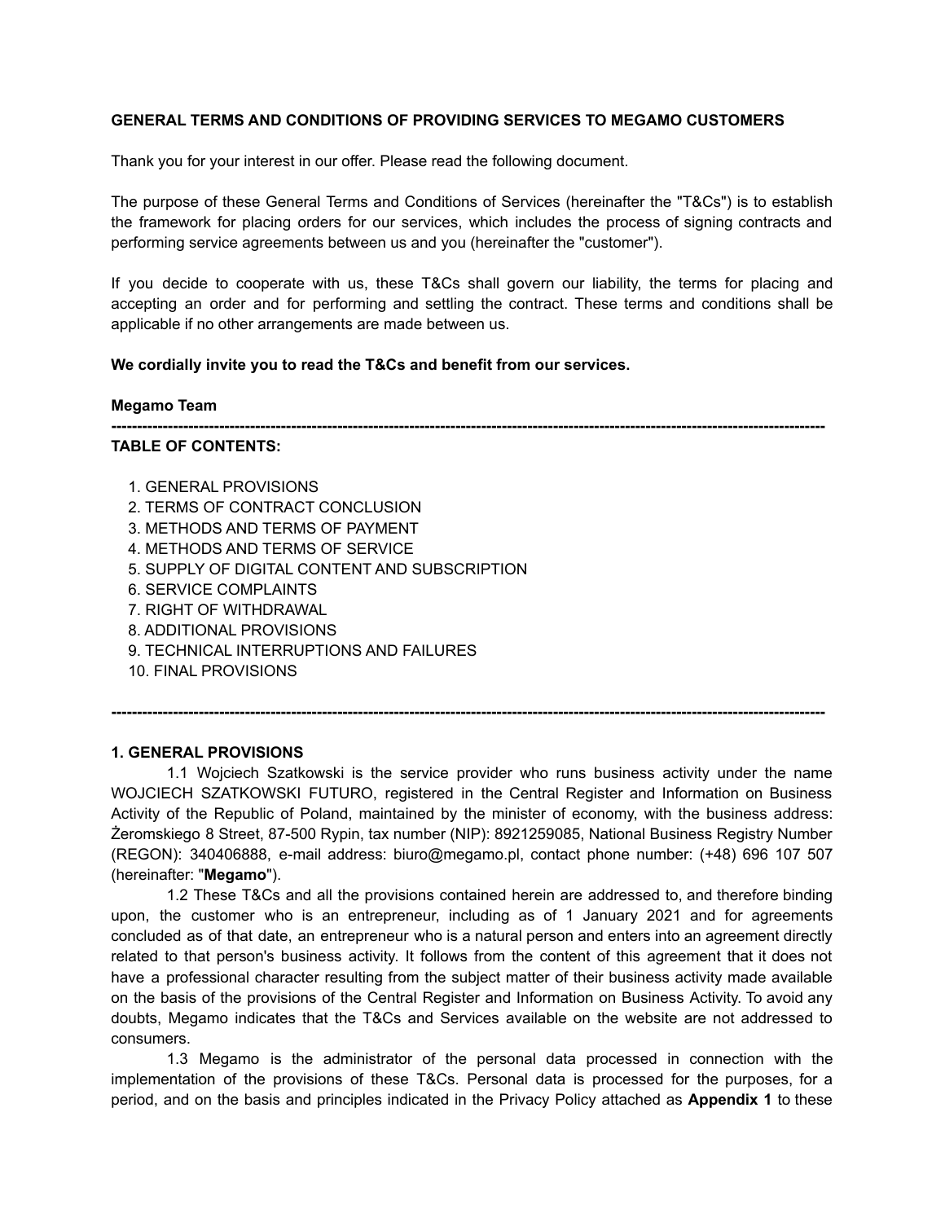**GENERAL TERMS AND CONDITIONS OF PROVIDING SERVICES TO MEGAMO CUSTOMERS**

Thank you for your interest in our offer. Please read the following document.

The purpose of these General Terms and Conditions of Services (hereinafter the "T&Cs") is to establish the framework for placing orders for our services, which includes the process of signing contracts and performing service agreements between us and you (hereinafter the "customer").

If you decide to cooperate with us, these T&Cs shall govern our liability, the terms for placing and accepting an order and for performing and settling the contract. These terms and conditions shall be applicable if no other arrangements are made between us.

**We cordially invite you to read the T&Cs and benefit from our services.**

**Megamo Team**

---

**TABLE OF CONTENTS:**

1. GENERAL PROVISIONS
2. TERMS OF CONTRACT CONCLUSION
3. METHODS AND TERMS OF PAYMENT
4. METHODS AND TERMS OF SERVICE
5. SUPPLY OF DIGITAL CONTENT AND SUBSCRIPTION
6. SERVICE COMPLAINTS
7. RIGHT OF WITHDRAWAL
8. ADDITIONAL PROVISIONS
9. TECHNICAL INTERRUPTIONS AND FAILURES
10. FINAL PROVISIONS

---

**1. GENERAL PROVISIONS**

1.1 Wojciech Szatkowski is the service provider who runs business activity under the name WOJCIECH SZATKOWSKI FUTURO, registered in the Central Register and Information on Business Activity of the Republic of Poland, maintained by the minister of economy, with the business address: Żeromskiego 8 Street, 87-500 Rypin, tax number (NIP): 8921259085, National Business Registry Number (REGON): 340406888, e-mail address: biuro@megamo.pl, contact phone number: (+48) 696 107 507 (hereinafter: "**Megamo**").

1.2 These T&Cs and all the provisions contained herein are addressed to, and therefore binding upon, the customer who is an entrepreneur, including as of 1 January 2021 and for agreements concluded as of that date, an entrepreneur who is a natural person and enters into an agreement directly related to that person's business activity. It follows from the content of this agreement that it does not have a professional character resulting from the subject matter of their business activity made available on the basis of the provisions of the Central Register and Information on Business Activity. To avoid any doubts, Megamo indicates that the T&Cs and Services available on the website are not addressed to consumers.

1.3 Megamo is the administrator of the personal data processed in connection with the implementation of the provisions of these T&Cs. Personal data is processed for the purposes, for a period, and on the basis and principles indicated in the Privacy Policy attached as **Appendix 1** to these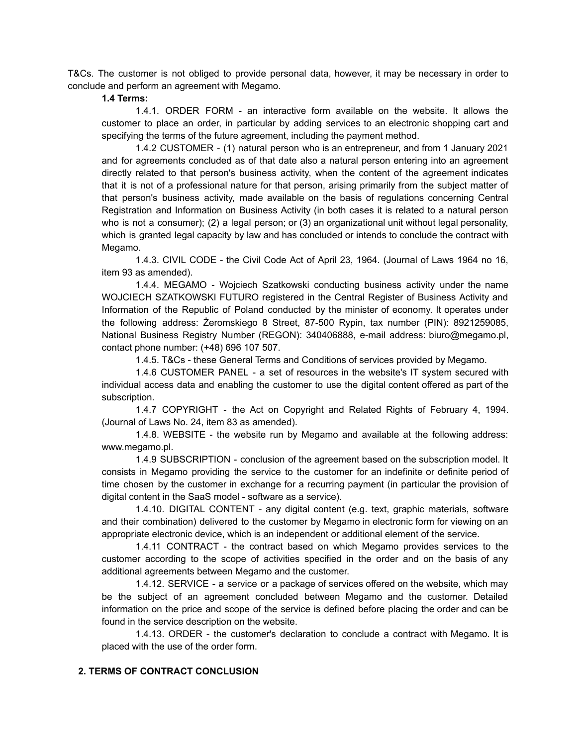T&Cs. The customer is not obliged to provide personal data, however, it may be necessary in order to conclude and perform an agreement with Megamo.

**1.4 Terms:**

1.4.1. ORDER FORM - an interactive form available on the website. It allows the customer to place an order, in particular by adding services to an electronic shopping cart and specifying the terms of the future agreement, including the payment method.

1.4.2 CUSTOMER - (1) natural person who is an entrepreneur, and from 1 January 2021 and for agreements concluded as of that date also a natural person entering into an agreement directly related to that person's business activity, when the content of the agreement indicates that it is not of a professional nature for that person, arising primarily from the subject matter of that person's business activity, made available on the basis of regulations concerning Central Registration and Information on Business Activity (in both cases it is related to a natural person who is not a consumer); (2) a legal person; or (3) an organizational unit without legal personality, which is granted legal capacity by law and has concluded or intends to conclude the contract with Megamo.

1.4.3. CIVIL CODE - the Civil Code Act of April 23, 1964. (Journal of Laws 1964 no 16, item 93 as amended).

1.4.4. MEGAMO - Wojciech Szatkowski conducting business activity under the name WOJCIECH SZATKOWSKI FUTURO registered in the Central Register of Business Activity and Information of the Republic of Poland conducted by the minister of economy. It operates under the following address: Żeromskiego 8 Street, 87-500 Rypin, tax number (PIN): 8921259085, National Business Registry Number (REGON): 340406888, e-mail address: biuro@megamo.pl, contact phone number: (+48) 696 107 507.

1.4.5. T&Cs - these General Terms and Conditions of services provided by Megamo.

1.4.6 CUSTOMER PANEL - a set of resources in the website's IT system secured with individual access data and enabling the customer to use the digital content offered as part of the subscription.

1.4.7 COPYRIGHT - the Act on Copyright and Related Rights of February 4, 1994. (Journal of Laws No. 24, item 83 as amended).

1.4.8. WEBSITE - the website run by Megamo and available at the following address: www.megamo.pl.

1.4.9 SUBSCRIPTION - conclusion of the agreement based on the subscription model. It consists in Megamo providing the service to the customer for an indefinite or definite period of time chosen by the customer in exchange for a recurring payment (in particular the provision of digital content in the SaaS model - software as a service).

1.4.10. DIGITAL CONTENT - any digital content (e.g. text, graphic materials, software and their combination) delivered to the customer by Megamo in electronic form for viewing on an appropriate electronic device, which is an independent or additional element of the service.

1.4.11 CONTRACT - the contract based on which Megamo provides services to the customer according to the scope of activities specified in the order and on the basis of any additional agreements between Megamo and the customer.

1.4.12. SERVICE - a service or a package of services offered on the website, which may be the subject of an agreement concluded between Megamo and the customer. Detailed information on the price and scope of the service is defined before placing the order and can be found in the service description on the website.

1.4.13. ORDER - the customer's declaration to conclude a contract with Megamo. It is placed with the use of the order form.

## 2. TERMS OF CONTRACT CONCLUSION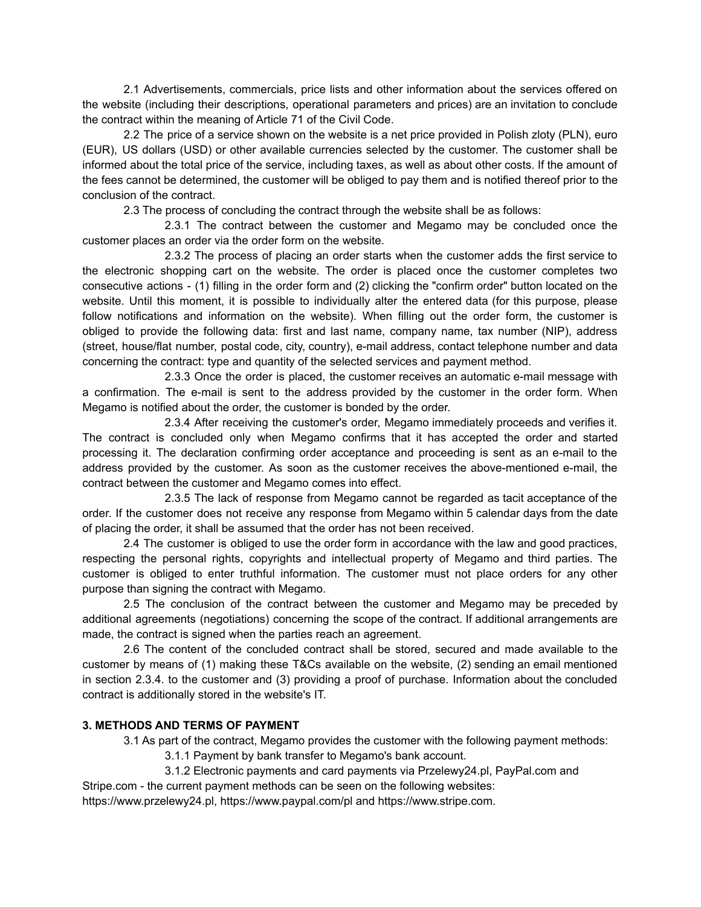2.1 Advertisements, commercials, price lists and other information about the services offered on the website (including their descriptions, operational parameters and prices) are an invitation to conclude the contract within the meaning of Article 71 of the Civil Code.

2.2 The price of a service shown on the website is a net price provided in Polish zloty (PLN), euro (EUR), US dollars (USD) or other available currencies selected by the customer. The customer shall be informed about the total price of the service, including taxes, as well as about other costs. If the amount of the fees cannot be determined, the customer will be obliged to pay them and is notified thereof prior to the conclusion of the contract.

2.3 The process of concluding the contract through the website shall be as follows:

2.3.1 The contract between the customer and Megamo may be concluded once the customer places an order via the order form on the website.

2.3.2 The process of placing an order starts when the customer adds the first service to the electronic shopping cart on the website. The order is placed once the customer completes two consecutive actions - (1) filling in the order form and (2) clicking the "confirm order" button located on the website. Until this moment, it is possible to individually alter the entered data (for this purpose, please follow notifications and information on the website). When filling out the order form, the customer is obliged to provide the following data: first and last name, company name, tax number (NIP), address (street, house/flat number, postal code, city, country), e-mail address, contact telephone number and data concerning the contract: type and quantity of the selected services and payment method.

2.3.3 Once the order is placed, the customer receives an automatic e-mail message with a confirmation. The e-mail is sent to the address provided by the customer in the order form. When Megamo is notified about the order, the customer is bonded by the order.

2.3.4 After receiving the customer's order, Megamo immediately proceeds and verifies it. The contract is concluded only when Megamo confirms that it has accepted the order and started processing it. The declaration confirming order acceptance and proceeding is sent as an e-mail to the address provided by the customer. As soon as the customer receives the above-mentioned e-mail, the contract between the customer and Megamo comes into effect.

2.3.5 The lack of response from Megamo cannot be regarded as tacit acceptance of the order. If the customer does not receive any response from Megamo within 5 calendar days from the date of placing the order, it shall be assumed that the order has not been received.

2.4 The customer is obliged to use the order form in accordance with the law and good practices, respecting the personal rights, copyrights and intellectual property of Megamo and third parties. The customer is obliged to enter truthful information. The customer must not place orders for any other purpose than signing the contract with Megamo.

2.5 The conclusion of the contract between the customer and Megamo may be preceded by additional agreements (negotiations) concerning the scope of the contract. If additional arrangements are made, the contract is signed when the parties reach an agreement.

2.6 The content of the concluded contract shall be stored, secured and made available to the customer by means of (1) making these T&Cs available on the website, (2) sending an email mentioned in section 2.3.4. to the customer and (3) providing a proof of purchase. Information about the concluded contract is additionally stored in the website's IT.

**3. METHODS AND TERMS OF PAYMENT**

3.1 As part of the contract, Megamo provides the customer with the following payment methods:

3.1.1 Payment by bank transfer to Megamo's bank account.

3.1.2 Electronic payments and card payments via Przelewy24.pl, PayPal.com and Stripe.com - the current payment methods can be seen on the following websites: https://www.przelewy24.pl, https://www.paypal.com/pl and https://www.stripe.com.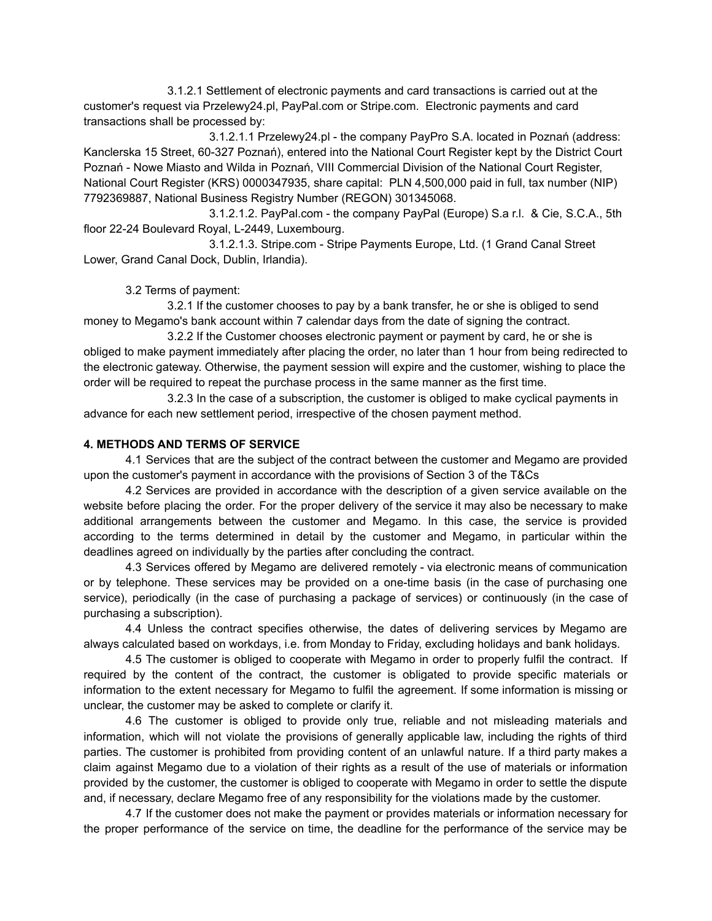3.1.2.1 Settlement of electronic payments and card transactions is carried out at the customer's request via Przelewy24.pl, PayPal.com or Stripe.com. Electronic payments and card transactions shall be processed by:

3.1.2.1.1 Przelewy24.pl - the company PayPro S.A. located in Poznań (address: Kanclerska 15 Street, 60-327 Poznań), entered into the National Court Register kept by the District Court Poznań - Nowe Miasto and Wilda in Poznań, VIII Commercial Division of the National Court Register, National Court Register (KRS) 0000347935, share capital: PLN 4,500,000 paid in full, tax number (NIP) 7792369887, National Business Registry Number (REGON) 301345068.

3.1.2.1.2. PayPal.com - the company PayPal (Europe) S.a r.l. & Cie, S.C.A., 5th floor 22-24 Boulevard Royal, L-2449, Luxembourg.

3.1.2.1.3. Stripe.com - Stripe Payments Europe, Ltd. (1 Grand Canal Street Lower, Grand Canal Dock, Dublin, Irlandia).

3.2 Terms of payment:

3.2.1 If the customer chooses to pay by a bank transfer, he or she is obliged to send money to Megamo's bank account within 7 calendar days from the date of signing the contract.

3.2.2 If the Customer chooses electronic payment or payment by card, he or she is obliged to make payment immediately after placing the order, no later than 1 hour from being redirected to the electronic gateway. Otherwise, the payment session will expire and the customer, wishing to place the order will be required to repeat the purchase process in the same manner as the first time.

3.2.3 In the case of a subscription, the customer is obliged to make cyclical payments in advance for each new settlement period, irrespective of the chosen payment method.

**4. METHODS AND TERMS OF SERVICE**

4.1 Services that are the subject of the contract between the customer and Megamo are provided upon the customer's payment in accordance with the provisions of Section 3 of the T&Cs

4.2 Services are provided in accordance with the description of a given service available on the website before placing the order. For the proper delivery of the service it may also be necessary to make additional arrangements between the customer and Megamo. In this case, the service is provided according to the terms determined in detail by the customer and Megamo, in particular within the deadlines agreed on individually by the parties after concluding the contract.

4.3 Services offered by Megamo are delivered remotely - via electronic means of communication or by telephone. These services may be provided on a one-time basis (in the case of purchasing one service), periodically (in the case of purchasing a package of services) or continuously (in the case of purchasing a subscription).

4.4 Unless the contract specifies otherwise, the dates of delivering services by Megamo are always calculated based on workdays, i.e. from Monday to Friday, excluding holidays and bank holidays.

4.5 The customer is obliged to cooperate with Megamo in order to properly fulfil the contract. If required by the content of the contract, the customer is obligated to provide specific materials or information to the extent necessary for Megamo to fulfil the agreement. If some information is missing or unclear, the customer may be asked to complete or clarify it.

4.6 The customer is obliged to provide only true, reliable and not misleading materials and information, which will not violate the provisions of generally applicable law, including the rights of third parties. The customer is prohibited from providing content of an unlawful nature. If a third party makes a claim against Megamo due to a violation of their rights as a result of the use of materials or information provided by the customer, the customer is obliged to cooperate with Megamo in order to settle the dispute and, if necessary, declare Megamo free of any responsibility for the violations made by the customer.

4.7 If the customer does not make the payment or provides materials or information necessary for the proper performance of the service on time, the deadline for the performance of the service may be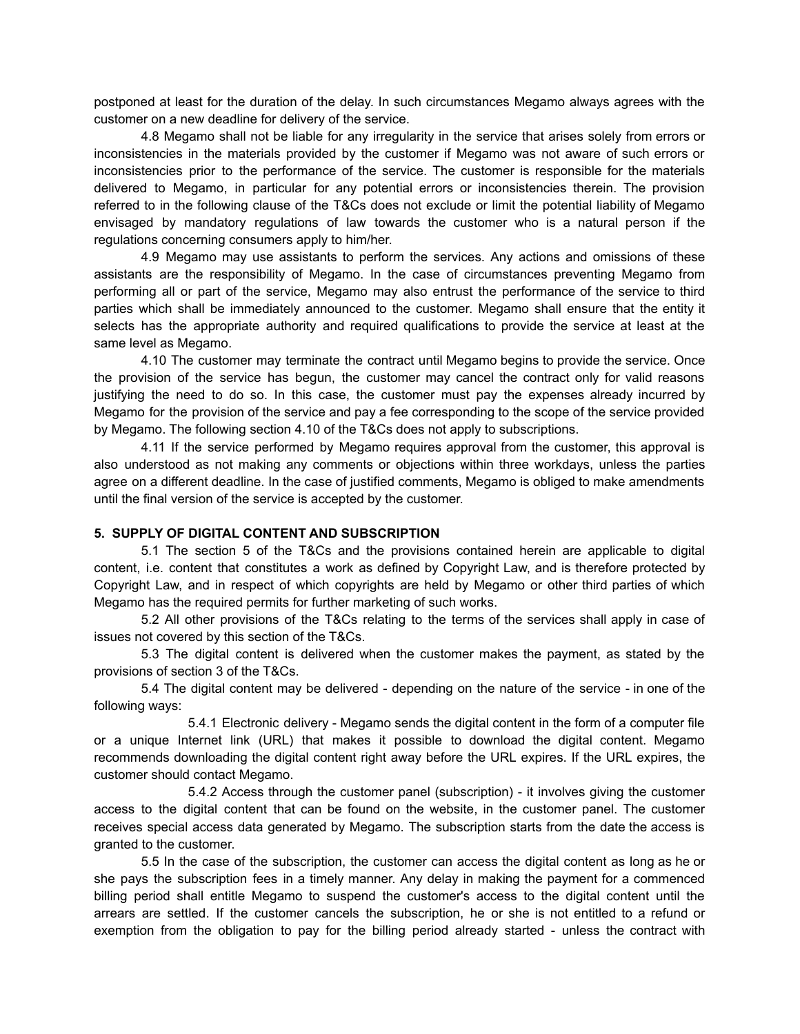postponed at least for the duration of the delay. In such circumstances Megamo always agrees with the customer on a new deadline for delivery of the service.

4.8 Megamo shall not be liable for any irregularity in the service that arises solely from errors or inconsistencies in the materials provided by the customer if Megamo was not aware of such errors or inconsistencies prior to the performance of the service. The customer is responsible for the materials delivered to Megamo, in particular for any potential errors or inconsistencies therein. The provision referred to in the following clause of the T&Cs does not exclude or limit the potential liability of Megamo envisaged by mandatory regulations of law towards the customer who is a natural person if the regulations concerning consumers apply to him/her.

4.9 Megamo may use assistants to perform the services. Any actions and omissions of these assistants are the responsibility of Megamo. In the case of circumstances preventing Megamo from performing all or part of the service, Megamo may also entrust the performance of the service to third parties which shall be immediately announced to the customer. Megamo shall ensure that the entity it selects has the appropriate authority and required qualifications to provide the service at least at the same level as Megamo.

4.10 The customer may terminate the contract until Megamo begins to provide the service. Once the provision of the service has begun, the customer may cancel the contract only for valid reasons justifying the need to do so. In this case, the customer must pay the expenses already incurred by Megamo for the provision of the service and pay a fee corresponding to the scope of the service provided by Megamo. The following section 4.10 of the T&Cs does not apply to subscriptions.

4.11 If the service performed by Megamo requires approval from the customer, this approval is also understood as not making any comments or objections within three workdays, unless the parties agree on a different deadline. In the case of justified comments, Megamo is obliged to make amendments until the final version of the service is accepted by the customer.

**5. SUPPLY OF DIGITAL CONTENT AND SUBSCRIPTION**

5.1 The section 5 of the T&Cs and the provisions contained herein are applicable to digital content, i.e. content that constitutes a work as defined by Copyright Law, and is therefore protected by Copyright Law, and in respect of which copyrights are held by Megamo or other third parties of which Megamo has the required permits for further marketing of such works.

5.2 All other provisions of the T&Cs relating to the terms of the services shall apply in case of issues not covered by this section of the T&Cs.

5.3 The digital content is delivered when the customer makes the payment, as stated by the provisions of section 3 of the T&Cs.

5.4 The digital content may be delivered - depending on the nature of the service - in one of the following ways:

5.4.1 Electronic delivery - Megamo sends the digital content in the form of a computer file or a unique Internet link (URL) that makes it possible to download the digital content. Megamo recommends downloading the digital content right away before the URL expires. If the URL expires, the customer should contact Megamo.

5.4.2 Access through the customer panel (subscription) - it involves giving the customer access to the digital content that can be found on the website, in the customer panel. The customer receives special access data generated by Megamo. The subscription starts from the date the access is granted to the customer.

5.5 In the case of the subscription, the customer can access the digital content as long as he or she pays the subscription fees in a timely manner. Any delay in making the payment for a commenced billing period shall entitle Megamo to suspend the customer's access to the digital content until the arrears are settled. If the customer cancels the subscription, he or she is not entitled to a refund or exemption from the obligation to pay for the billing period already started - unless the contract with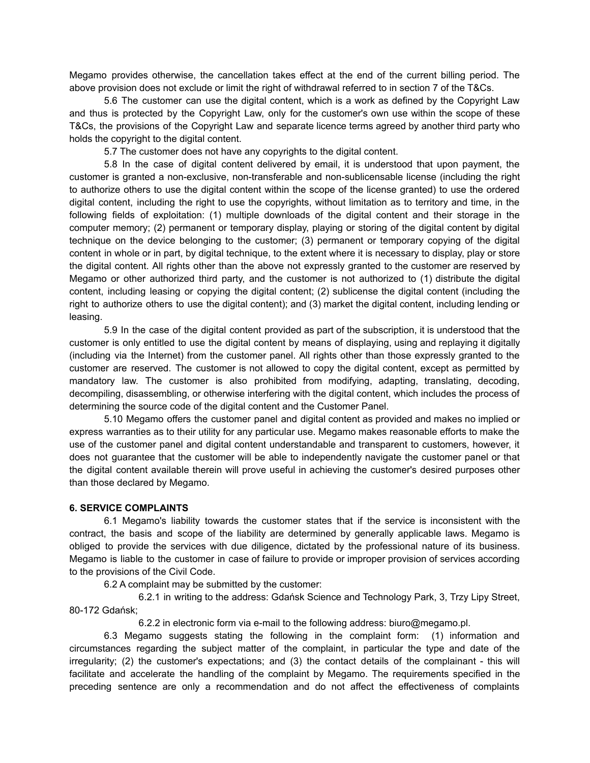Megamo provides otherwise, the cancellation takes effect at the end of the current billing period. The above provision does not exclude or limit the right of withdrawal referred to in section 7 of the T&Cs.

5.6 The customer can use the digital content, which is a work as defined by the Copyright Law and thus is protected by the Copyright Law, only for the customer's own use within the scope of these T&Cs, the provisions of the Copyright Law and separate licence terms agreed by another third party who holds the copyright to the digital content.

5.7 The customer does not have any copyrights to the digital content.

5.8 In the case of digital content delivered by email, it is understood that upon payment, the customer is granted a non-exclusive, non-transferable and non-sublicensable license (including the right to authorize others to use the digital content within the scope of the license granted) to use the ordered digital content, including the right to use the copyrights, without limitation as to territory and time, in the following fields of exploitation: (1) multiple downloads of the digital content and their storage in the computer memory; (2) permanent or temporary display, playing or storing of the digital content by digital technique on the device belonging to the customer; (3) permanent or temporary copying of the digital content in whole or in part, by digital technique, to the extent where it is necessary to display, play or store the digital content. All rights other than the above not expressly granted to the customer are reserved by Megamo or other authorized third party, and the customer is not authorized to (1) distribute the digital content, including leasing or copying the digital content; (2) sublicense the digital content (including the right to authorize others to use the digital content); and (3) market the digital content, including lending or leasing.

5.9 In the case of the digital content provided as part of the subscription, it is understood that the customer is only entitled to use the digital content by means of displaying, using and replaying it digitally (including via the Internet) from the customer panel. All rights other than those expressly granted to the customer are reserved. The customer is not allowed to copy the digital content, except as permitted by mandatory law. The customer is also prohibited from modifying, adapting, translating, decoding, decompiling, disassembling, or otherwise interfering with the digital content, which includes the process of determining the source code of the digital content and the Customer Panel.

5.10 Megamo offers the customer panel and digital content as provided and makes no implied or express warranties as to their utility for any particular use. Megamo makes reasonable efforts to make the use of the customer panel and digital content understandable and transparent to customers, however, it does not guarantee that the customer will be able to independently navigate the customer panel or that the digital content available therein will prove useful in achieving the customer's desired purposes other than those declared by Megamo.

## 6. SERVICE COMPLAINTS

6.1 Megamo's liability towards the customer states that if the service is inconsistent with the contract, the basis and scope of the liability are determined by generally applicable laws. Megamo is obliged to provide the services with due diligence, dictated by the professional nature of its business. Megamo is liable to the customer in case of failure to provide or improper provision of services according to the provisions of the Civil Code.

6.2 A complaint may be submitted by the customer:

6.2.1 in writing to the address: Gdańsk Science and Technology Park, 3, Trzy Lipy Street, 80-172 Gdańsk;

6.2.2 in electronic form via e-mail to the following address: biuro@megamo.pl.

6.3 Megamo suggests stating the following in the complaint form: (1) information and circumstances regarding the subject matter of the complaint, in particular the type and date of the irregularity; (2) the customer's expectations; and (3) the contact details of the complainant - this will facilitate and accelerate the handling of the complaint by Megamo. The requirements specified in the preceding sentence are only a recommendation and do not affect the effectiveness of complaints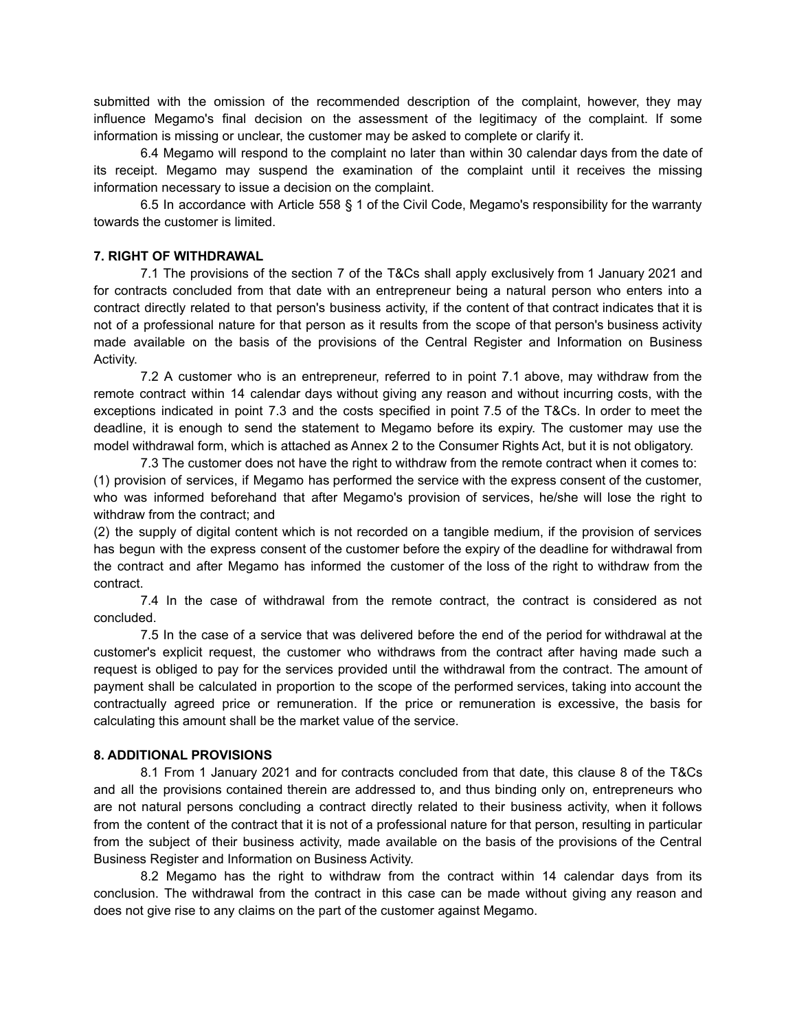submitted with the omission of the recommended description of the complaint, however, they may influence Megamo's final decision on the assessment of the legitimacy of the complaint. If some information is missing or unclear, the customer may be asked to complete or clarify it.

6.4 Megamo will respond to the complaint no later than within 30 calendar days from the date of its receipt. Megamo may suspend the examination of the complaint until it receives the missing information necessary to issue a decision on the complaint.

6.5 In accordance with Article 558 § 1 of the Civil Code, Megamo's responsibility for the warranty towards the customer is limited.

**7. RIGHT OF WITHDRAWAL**

7.1 The provisions of the section 7 of the T&Cs shall apply exclusively from 1 January 2021 and for contracts concluded from that date with an entrepreneur being a natural person who enters into a contract directly related to that person's business activity, if the content of that contract indicates that it is not of a professional nature for that person as it results from the scope of that person's business activity made available on the basis of the provisions of the Central Register and Information on Business Activity.

7.2 A customer who is an entrepreneur, referred to in point 7.1 above, may withdraw from the remote contract within 14 calendar days without giving any reason and without incurring costs, with the exceptions indicated in point 7.3 and the costs specified in point 7.5 of the T&Cs. In order to meet the deadline, it is enough to send the statement to Megamo before its expiry. The customer may use the model withdrawal form, which is attached as Annex 2 to the Consumer Rights Act, but it is not obligatory.

7.3 The customer does not have the right to withdraw from the remote contract when it comes to:

(1) provision of services, if Megamo has performed the service with the express consent of the customer, who was informed beforehand that after Megamo's provision of services, he/she will lose the right to withdraw from the contract; and

(2) the supply of digital content which is not recorded on a tangible medium, if the provision of services has begun with the express consent of the customer before the expiry of the deadline for withdrawal from the contract and after Megamo has informed the customer of the loss of the right to withdraw from the contract.

7.4 In the case of withdrawal from the remote contract, the contract is considered as not concluded.

7.5 In the case of a service that was delivered before the end of the period for withdrawal at the customer's explicit request, the customer who withdraws from the contract after having made such a request is obliged to pay for the services provided until the withdrawal from the contract. The amount of payment shall be calculated in proportion to the scope of the performed services, taking into account the contractually agreed price or remuneration. If the price or remuneration is excessive, the basis for calculating this amount shall be the market value of the service.

**8. ADDITIONAL PROVISIONS**

8.1 From 1 January 2021 and for contracts concluded from that date, this clause 8 of the T&Cs and all the provisions contained therein are addressed to, and thus binding only on, entrepreneurs who are not natural persons concluding a contract directly related to their business activity, when it follows from the content of the contract that it is not of a professional nature for that person, resulting in particular from the subject of their business activity, made available on the basis of the provisions of the Central Business Register and Information on Business Activity.

8.2 Megamo has the right to withdraw from the contract within 14 calendar days from its conclusion. The withdrawal from the contract in this case can be made without giving any reason and does not give rise to any claims on the part of the customer against Megamo.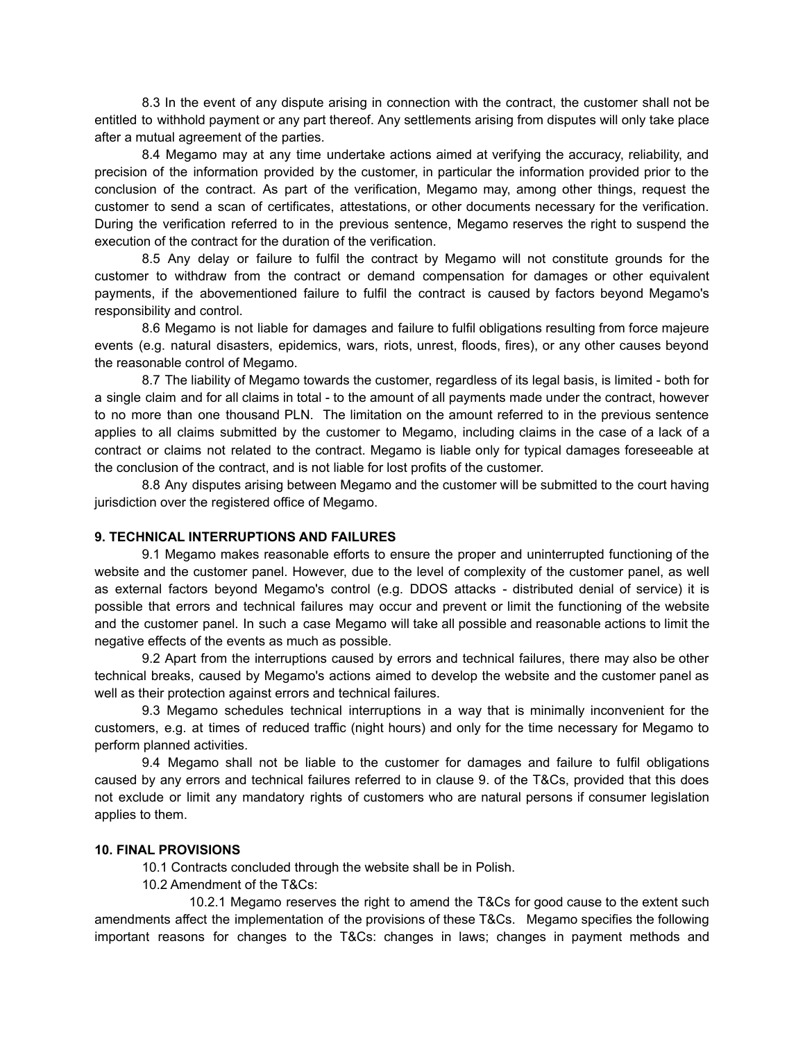8.3 In the event of any dispute arising in connection with the contract, the customer shall not be entitled to withhold payment or any part thereof. Any settlements arising from disputes will only take place after a mutual agreement of the parties.

8.4 Megamo may at any time undertake actions aimed at verifying the accuracy, reliability, and precision of the information provided by the customer, in particular the information provided prior to the conclusion of the contract. As part of the verification, Megamo may, among other things, request the customer to send a scan of certificates, attestations, or other documents necessary for the verification. During the verification referred to in the previous sentence, Megamo reserves the right to suspend the execution of the contract for the duration of the verification.

8.5 Any delay or failure to fulfil the contract by Megamo will not constitute grounds for the customer to withdraw from the contract or demand compensation for damages or other equivalent payments, if the abovementioned failure to fulfil the contract is caused by factors beyond Megamo's responsibility and control.

8.6 Megamo is not liable for damages and failure to fulfil obligations resulting from force majeure events (e.g. natural disasters, epidemics, wars, riots, unrest, floods, fires), or any other causes beyond the reasonable control of Megamo.

8.7 The liability of Megamo towards the customer, regardless of its legal basis, is limited - both for a single claim and for all claims in total - to the amount of all payments made under the contract, however to no more than one thousand PLN. The limitation on the amount referred to in the previous sentence applies to all claims submitted by the customer to Megamo, including claims in the case of a lack of a contract or claims not related to the contract. Megamo is liable only for typical damages foreseeable at the conclusion of the contract, and is not liable for lost profits of the customer.

8.8 Any disputes arising between Megamo and the customer will be submitted to the court having jurisdiction over the registered office of Megamo.

**9. TECHNICAL INTERRUPTIONS AND FAILURES**

9.1 Megamo makes reasonable efforts to ensure the proper and uninterrupted functioning of the website and the customer panel. However, due to the level of complexity of the customer panel, as well as external factors beyond Megamo's control (e.g. DDOS attacks - distributed denial of service) it is possible that errors and technical failures may occur and prevent or limit the functioning of the website and the customer panel. In such a case Megamo will take all possible and reasonable actions to limit the negative effects of the events as much as possible.

9.2 Apart from the interruptions caused by errors and technical failures, there may also be other technical breaks, caused by Megamo's actions aimed to develop the website and the customer panel as well as their protection against errors and technical failures.

9.3 Megamo schedules technical interruptions in a way that is minimally inconvenient for the customers, e.g. at times of reduced traffic (night hours) and only for the time necessary for Megamo to perform planned activities.

9.4 Megamo shall not be liable to the customer for damages and failure to fulfil obligations caused by any errors and technical failures referred to in clause 9. of the T&Cs, provided that this does not exclude or limit any mandatory rights of customers who are natural persons if consumer legislation applies to them.

**10. FINAL PROVISIONS**

10.1 Contracts concluded through the website shall be in Polish.

10.2 Amendment of the T&Cs:

10.2.1 Megamo reserves the right to amend the T&Cs for good cause to the extent such amendments affect the implementation of the provisions of these T&Cs. Megamo specifies the following important reasons for changes to the T&Cs: changes in laws; changes in payment methods and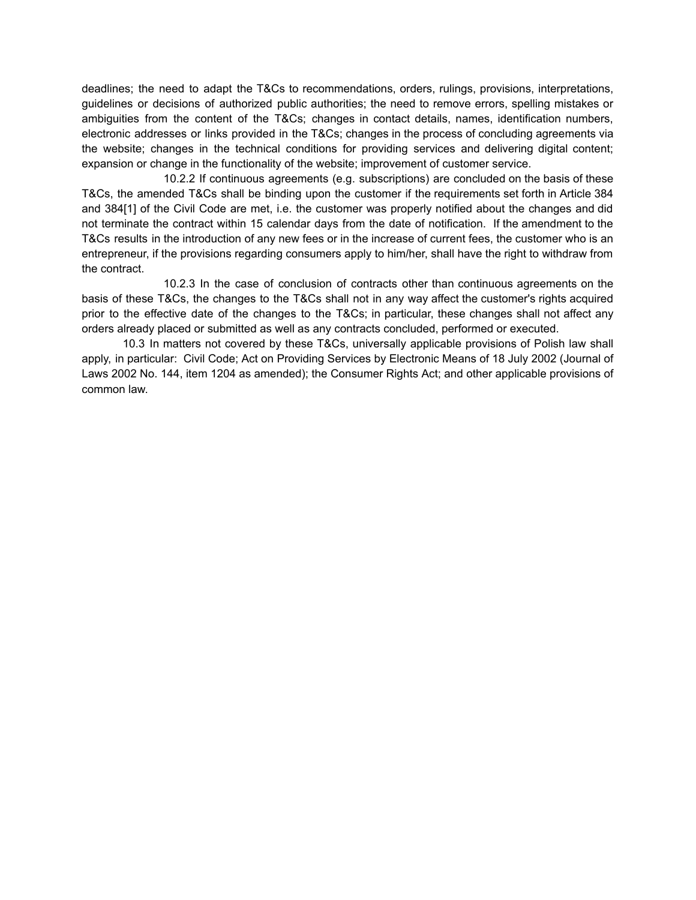deadlines; the need to adapt the T&Cs to recommendations, orders, rulings, provisions, interpretations, guidelines or decisions of authorized public authorities; the need to remove errors, spelling mistakes or ambiguities from the content of the T&Cs; changes in contact details, names, identification numbers, electronic addresses or links provided in the T&Cs; changes in the process of concluding agreements via the website; changes in the technical conditions for providing services and delivering digital content; expansion or change in the functionality of the website; improvement of customer service.

10.2.2 If continuous agreements (e.g. subscriptions) are concluded on the basis of these T&Cs, the amended T&Cs shall be binding upon the customer if the requirements set forth in Article 384 and 384[1] of the Civil Code are met, i.e. the customer was properly notified about the changes and did not terminate the contract within 15 calendar days from the date of notification. If the amendment to the T&Cs results in the introduction of any new fees or in the increase of current fees, the customer who is an entrepreneur, if the provisions regarding consumers apply to him/her, shall have the right to withdraw from the contract.

10.2.3 In the case of conclusion of contracts other than continuous agreements on the basis of these T&Cs, the changes to the T&Cs shall not in any way affect the customer's rights acquired prior to the effective date of the changes to the T&Cs; in particular, these changes shall not affect any orders already placed or submitted as well as any contracts concluded, performed or executed.

10.3 In matters not covered by these T&Cs, universally applicable provisions of Polish law shall apply, in particular: Civil Code; Act on Providing Services by Electronic Means of 18 July 2002 (Journal of Laws 2002 No. 144, item 1204 as amended); the Consumer Rights Act; and other applicable provisions of common law.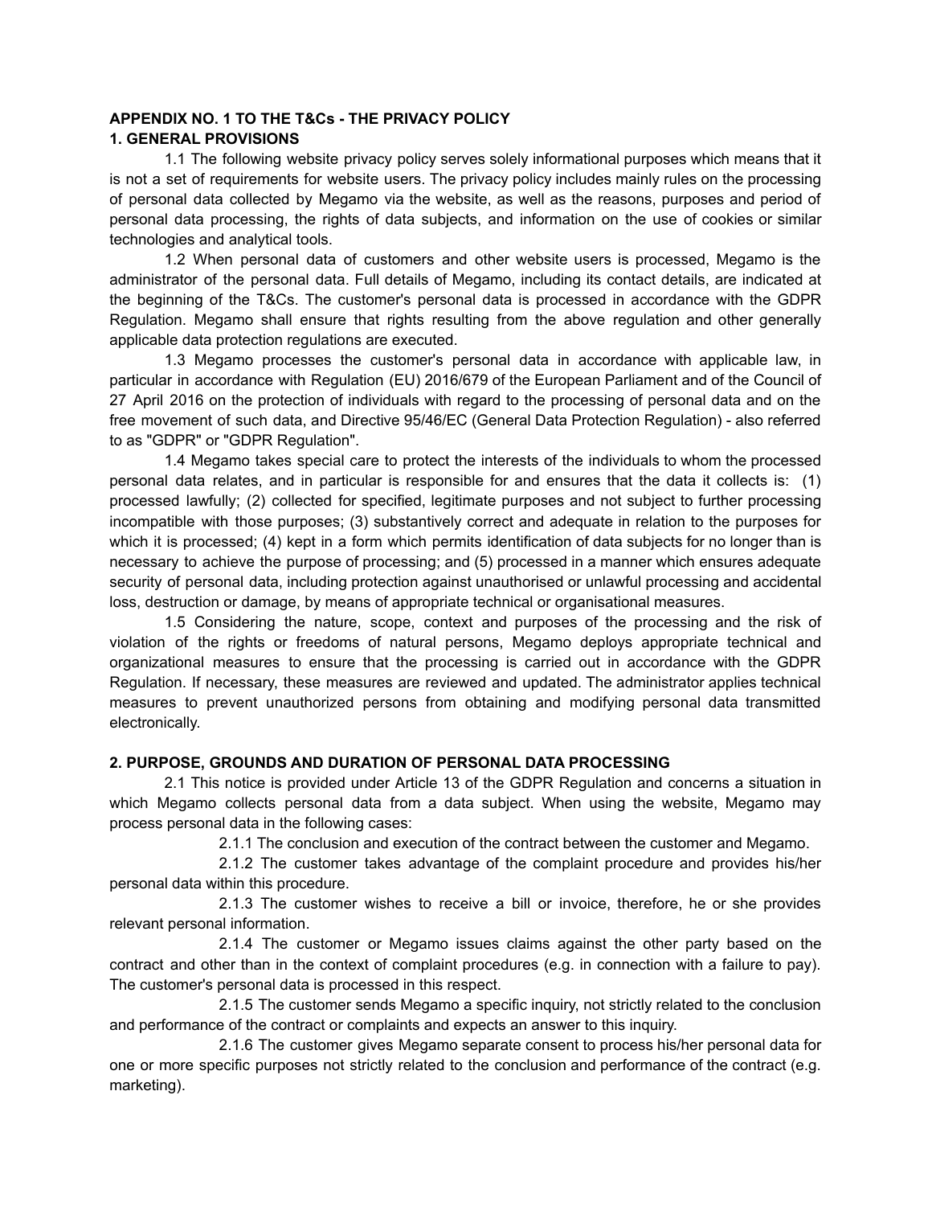**APPENDIX NO. 1 TO THE T&Cs - THE PRIVACY POLICY**

**1. GENERAL PROVISIONS**

1.1 The following website privacy policy serves solely informational purposes which means that it is not a set of requirements for website users. The privacy policy includes mainly rules on the processing of personal data collected by Megamo via the website, as well as the reasons, purposes and period of personal data processing, the rights of data subjects, and information on the use of cookies or similar technologies and analytical tools.

1.2 When personal data of customers and other website users is processed, Megamo is the administrator of the personal data. Full details of Megamo, including its contact details, are indicated at the beginning of the T&Cs. The customer's personal data is processed in accordance with the GDPR Regulation. Megamo shall ensure that rights resulting from the above regulation and other generally applicable data protection regulations are executed.

1.3 Megamo processes the customer's personal data in accordance with applicable law, in particular in accordance with Regulation (EU) 2016/679 of the European Parliament and of the Council of 27 April 2016 on the protection of individuals with regard to the processing of personal data and on the free movement of such data, and Directive 95/46/EC (General Data Protection Regulation) - also referred to as "GDPR" or "GDPR Regulation".

1.4 Megamo takes special care to protect the interests of the individuals to whom the processed personal data relates, and in particular is responsible for and ensures that the data it collects is: (1) processed lawfully; (2) collected for specified, legitimate purposes and not subject to further processing incompatible with those purposes; (3) substantively correct and adequate in relation to the purposes for which it is processed; (4) kept in a form which permits identification of data subjects for no longer than is necessary to achieve the purpose of processing; and (5) processed in a manner which ensures adequate security of personal data, including protection against unauthorised or unlawful processing and accidental loss, destruction or damage, by means of appropriate technical or organisational measures.

1.5 Considering the nature, scope, context and purposes of the processing and the risk of violation of the rights or freedoms of natural persons, Megamo deploys appropriate technical and organizational measures to ensure that the processing is carried out in accordance with the GDPR Regulation. If necessary, these measures are reviewed and updated. The administrator applies technical measures to prevent unauthorized persons from obtaining and modifying personal data transmitted electronically.

**2. PURPOSE, GROUNDS AND DURATION OF PERSONAL DATA PROCESSING**

2.1 This notice is provided under Article 13 of the GDPR Regulation and concerns a situation in which Megamo collects personal data from a data subject. When using the website, Megamo may process personal data in the following cases:

2.1.1 The conclusion and execution of the contract between the customer and Megamo.

2.1.2 The customer takes advantage of the complaint procedure and provides his/her personal data within this procedure.

2.1.3 The customer wishes to receive a bill or invoice, therefore, he or she provides relevant personal information.

2.1.4 The customer or Megamo issues claims against the other party based on the contract and other than in the context of complaint procedures (e.g. in connection with a failure to pay). The customer's personal data is processed in this respect.

2.1.5 The customer sends Megamo a specific inquiry, not strictly related to the conclusion and performance of the contract or complaints and expects an answer to this inquiry.

2.1.6 The customer gives Megamo separate consent to process his/her personal data for one or more specific purposes not strictly related to the conclusion and performance of the contract (e.g. marketing).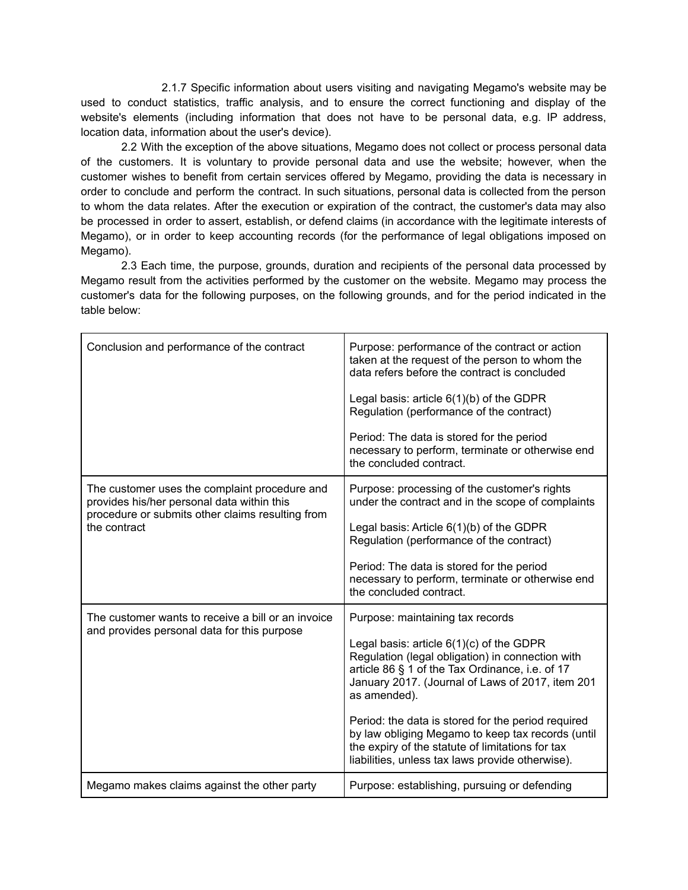2.1.7 Specific information about users visiting and navigating Megamo's website may be used to conduct statistics, traffic analysis, and to ensure the correct functioning and display of the website's elements (including information that does not have to be personal data, e.g. IP address, location data, information about the user's device).

2.2 With the exception of the above situations, Megamo does not collect or process personal data of the customers. It is voluntary to provide personal data and use the website; however, when the customer wishes to benefit from certain services offered by Megamo, providing the data is necessary in order to conclude and perform the contract. In such situations, personal data is collected from the person to whom the data relates. After the execution or expiration of the contract, the customer's data may also be processed in order to assert, establish, or defend claims (in accordance with the legitimate interests of Megamo), or in order to keep accounting records (for the performance of legal obligations imposed on Megamo).

2.3 Each time, the purpose, grounds, duration and recipients of the personal data processed by Megamo result from the activities performed by the customer on the website. Megamo may process the customer's data for the following purposes, on the following grounds, and for the period indicated in the table below:

| | |
|---|---|
| Conclusion and performance of the contract | Purpose: performance of the contract or action taken at the request of the person to whom the data refers before the contract is concluded<br><br>Legal basis: article 6(1)(b) of the GDPR Regulation (performance of the contract)<br><br>Period: The data is stored for the period necessary to perform, terminate or otherwise end the concluded contract. |
| The customer uses the complaint procedure and provides his/her personal data within this procedure or submits other claims resulting from the contract | Purpose: processing of the customer's rights under the contract and in the scope of complaints<br><br>Legal basis: Article 6(1)(b) of the GDPR Regulation (performance of the contract)<br><br>Period: The data is stored for the period necessary to perform, terminate or otherwise end the concluded contract. |
| The customer wants to receive a bill or an invoice and provides personal data for this purpose | Purpose: maintaining tax records<br><br>Legal basis: article 6(1)(c) of the GDPR Regulation (legal obligation) in connection with article 86 § 1 of the Tax Ordinance, i.e. of 17 January 2017. (Journal of Laws of 2017, item 201 as amended).<br><br>Period: the data is stored for the period required by law obliging Megamo to keep tax records (until the expiry of the statute of limitations for tax liabilities, unless tax laws provide otherwise). |
| Megamo makes claims against the other party | Purpose: establishing, pursuing or defending |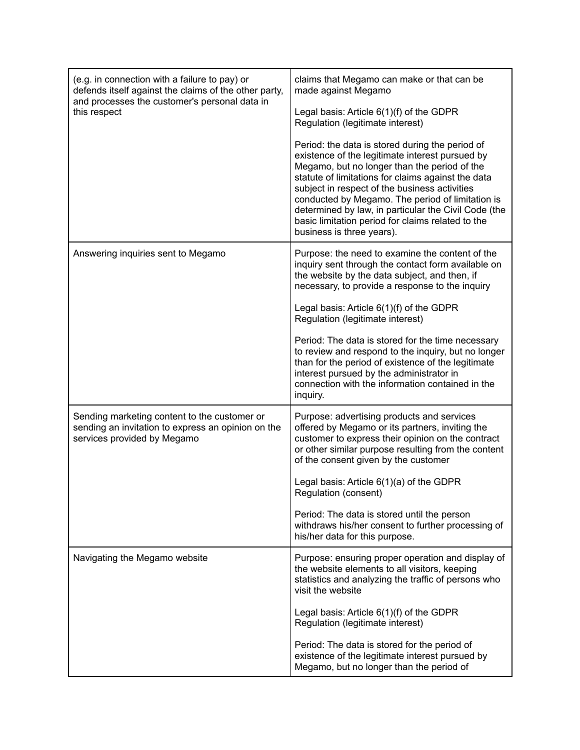| | |
|---|---|
| (e.g. in connection with a failure to pay) or defends itself against the claims of the other party, and processes the customer's personal data in this respect | claims that Megamo can make or that can be made against Megamo<br><br>Legal basis: Article 6(1)(f) of the GDPR Regulation (legitimate interest)<br><br>Period: the data is stored during the period of existence of the legitimate interest pursued by Megamo, but no longer than the period of the statute of limitations for claims against the data subject in respect of the business activities conducted by Megamo. The period of limitation is determined by law, in particular the Civil Code (the basic limitation period for claims related to the business is three years). |
| Answering inquiries sent to Megamo | Purpose: the need to examine the content of the inquiry sent through the contact form available on the website by the data subject, and then, if necessary, to provide a response to the inquiry<br><br>Legal basis: Article 6(1)(f) of the GDPR Regulation (legitimate interest)<br><br>Period: The data is stored for the time necessary to review and respond to the inquiry, but no longer than for the period of existence of the legitimate interest pursued by the administrator in connection with the information contained in the inquiry. |
| Sending marketing content to the customer or sending an invitation to express an opinion on the services provided by Megamo | Purpose: advertising products and services offered by Megamo or its partners, inviting the customer to express their opinion on the contract or other similar purpose resulting from the content of the consent given by the customer<br><br>Legal basis: Article 6(1)(a) of the GDPR Regulation (consent)<br><br>Period: The data is stored until the person withdraws his/her consent to further processing of his/her data for this purpose. |
| Navigating the Megamo website | Purpose: ensuring proper operation and display of the website elements to all visitors, keeping statistics and analyzing the traffic of persons who visit the website<br><br>Legal basis: Article 6(1)(f) of the GDPR Regulation (legitimate interest)<br><br>Period: The data is stored for the period of existence of the legitimate interest pursued by Megamo, but no longer than the period of |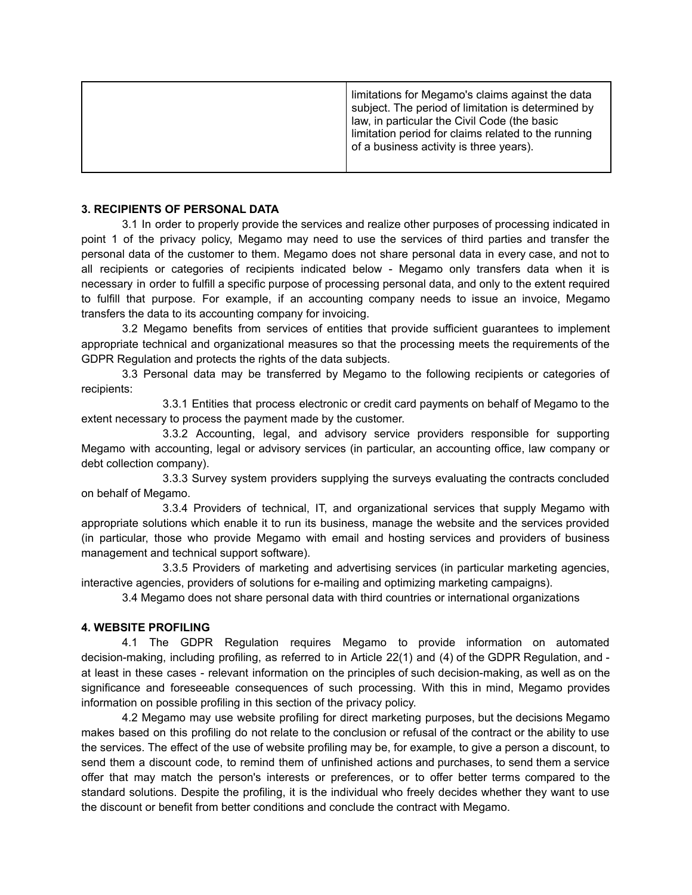|  | limitations for Megamo's claims against the data subject. The period of limitation is determined by law, in particular the Civil Code (the basic limitation period for claims related to the running of a business activity is three years). |
|---|---|

**3. RECIPIENTS OF PERSONAL DATA**

3.1 In order to properly provide the services and realize other purposes of processing indicated in point 1 of the privacy policy, Megamo may need to use the services of third parties and transfer the personal data of the customer to them. Megamo does not share personal data in every case, and not to all recipients or categories of recipients indicated below - Megamo only transfers data when it is necessary in order to fulfill a specific purpose of processing personal data, and only to the extent required to fulfill that purpose. For example, if an accounting company needs to issue an invoice, Megamo transfers the data to its accounting company for invoicing.

3.2 Megamo benefits from services of entities that provide sufficient guarantees to implement appropriate technical and organizational measures so that the processing meets the requirements of the GDPR Regulation and protects the rights of the data subjects.

3.3 Personal data may be transferred by Megamo to the following recipients or categories of recipients:

3.3.1 Entities that process electronic or credit card payments on behalf of Megamo to the extent necessary to process the payment made by the customer.

3.3.2 Accounting, legal, and advisory service providers responsible for supporting Megamo with accounting, legal or advisory services (in particular, an accounting office, law company or debt collection company).

3.3.3 Survey system providers supplying the surveys evaluating the contracts concluded on behalf of Megamo.

3.3.4 Providers of technical, IT, and organizational services that supply Megamo with appropriate solutions which enable it to run its business, manage the website and the services provided (in particular, those who provide Megamo with email and hosting services and providers of business management and technical support software).

3.3.5 Providers of marketing and advertising services (in particular marketing agencies, interactive agencies, providers of solutions for e-mailing and optimizing marketing campaigns).

3.4 Megamo does not share personal data with third countries or international organizations

**4. WEBSITE PROFILING**

4.1 The GDPR Regulation requires Megamo to provide information on automated decision-making, including profiling, as referred to in Article 22(1) and (4) of the GDPR Regulation, and - at least in these cases - relevant information on the principles of such decision-making, as well as on the significance and foreseeable consequences of such processing. With this in mind, Megamo provides information on possible profiling in this section of the privacy policy.

4.2 Megamo may use website profiling for direct marketing purposes, but the decisions Megamo makes based on this profiling do not relate to the conclusion or refusal of the contract or the ability to use the services. The effect of the use of website profiling may be, for example, to give a person a discount, to send them a discount code, to remind them of unfinished actions and purchases, to send them a service offer that may match the person's interests or preferences, or to offer better terms compared to the standard solutions. Despite the profiling, it is the individual who freely decides whether they want to use the discount or benefit from better conditions and conclude the contract with Megamo.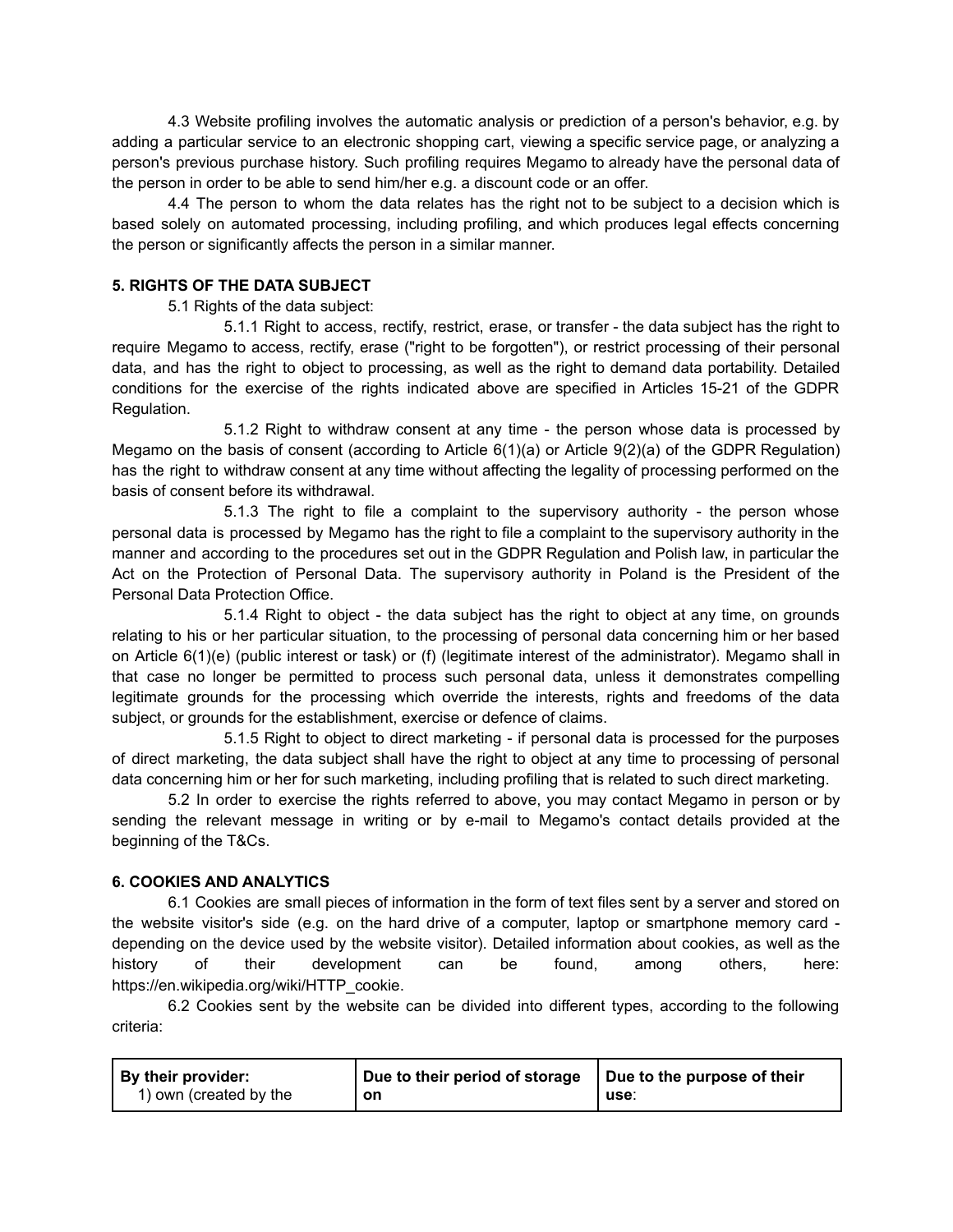4.3 Website profiling involves the automatic analysis or prediction of a person's behavior, e.g. by adding a particular service to an electronic shopping cart, viewing a specific service page, or analyzing a person's previous purchase history. Such profiling requires Megamo to already have the personal data of the person in order to be able to send him/her e.g. a discount code or an offer.

4.4 The person to whom the data relates has the right not to be subject to a decision which is based solely on automated processing, including profiling, and which produces legal effects concerning the person or significantly affects the person in a similar manner.

**5. RIGHTS OF THE DATA SUBJECT**

5.1 Rights of the data subject:

5.1.1 Right to access, rectify, restrict, erase, or transfer - the data subject has the right to require Megamo to access, rectify, erase ("right to be forgotten"), or restrict processing of their personal data, and has the right to object to processing, as well as the right to demand data portability. Detailed conditions for the exercise of the rights indicated above are specified in Articles 15-21 of the GDPR Regulation.

5.1.2 Right to withdraw consent at any time - the person whose data is processed by Megamo on the basis of consent (according to Article 6(1)(a) or Article 9(2)(a) of the GDPR Regulation) has the right to withdraw consent at any time without affecting the legality of processing performed on the basis of consent before its withdrawal.

5.1.3 The right to file a complaint to the supervisory authority - the person whose personal data is processed by Megamo has the right to file a complaint to the supervisory authority in the manner and according to the procedures set out in the GDPR Regulation and Polish law, in particular the Act on the Protection of Personal Data. The supervisory authority in Poland is the President of the Personal Data Protection Office.

5.1.4 Right to object - the data subject has the right to object at any time, on grounds relating to his or her particular situation, to the processing of personal data concerning him or her based on Article 6(1)(e) (public interest or task) or (f) (legitimate interest of the administrator). Megamo shall in that case no longer be permitted to process such personal data, unless it demonstrates compelling legitimate grounds for the processing which override the interests, rights and freedoms of the data subject, or grounds for the establishment, exercise or defence of claims.

5.1.5 Right to object to direct marketing - if personal data is processed for the purposes of direct marketing, the data subject shall have the right to object at any time to processing of personal data concerning him or her for such marketing, including profiling that is related to such direct marketing.

5.2 In order to exercise the rights referred to above, you may contact Megamo in person or by sending the relevant message in writing or by e-mail to Megamo's contact details provided at the beginning of the T&Cs.

**6. COOKIES AND ANALYTICS**

6.1 Cookies are small pieces of information in the form of text files sent by a server and stored on the website visitor's side (e.g. on the hard drive of a computer, laptop or smartphone memory card - depending on the device used by the website visitor). Detailed information about cookies, as well as the history of their development can be found, among others, here: https://en.wikipedia.org/wiki/HTTP_cookie.

6.2 Cookies sent by the website can be divided into different types, according to the following criteria:

| **By their provider:** 1) own (created by the | **Due to their period of storage on** | **Due to the purpose of their use**: |
|---|---|---|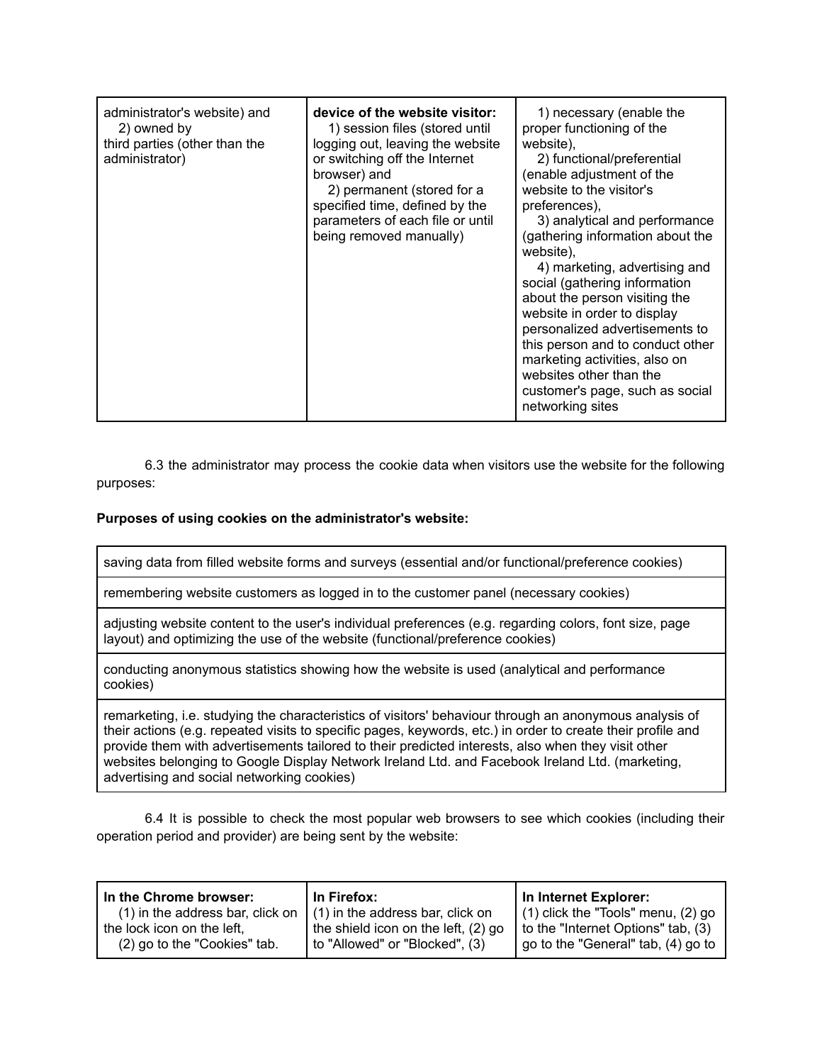| administrator's website) and 2) owned by third parties (other than the administrator) | **device of the website visitor:** 1) session files (stored until logging out, leaving the website or switching off the Internet browser) and 2) permanent (stored for a specified time, defined by the parameters of each file or until being removed manually) | 1) necessary (enable the proper functioning of the website), 2) functional/preferential (enable adjustment of the website to the visitor's preferences), 3) analytical and performance (gathering information about the website), 4) marketing, advertising and social (gathering information about the person visiting the website in order to display personalized advertisements to this person and to conduct other marketing activities, also on websites other than the customer's page, such as social networking sites |
|---|---|---|

6.3 the administrator may process the cookie data when visitors use the website for the following purposes:

**Purposes of using cookies on the administrator's website:**

| saving data from filled website forms and surveys (essential and/or functional/preference cookies) |
|---|
| remembering website customers as logged in to the customer panel (necessary cookies) |
| adjusting website content to the user's individual preferences (e.g. regarding colors, font size, page layout) and optimizing the use of the website (functional/preference cookies) |
| conducting anonymous statistics showing how the website is used (analytical and performance cookies) |
| remarketing, i.e. studying the characteristics of visitors' behaviour through an anonymous analysis of their actions (e.g. repeated visits to specific pages, keywords, etc.) in order to create their profile and provide them with advertisements tailored to their predicted interests, also when they visit other websites belonging to Google Display Network Ireland Ltd. and Facebook Ireland Ltd. (marketing, advertising and social networking cookies) |

6.4 It is possible to check the most popular web browsers to see which cookies (including their operation period and provider) are being sent by the website:

| **In the Chrome browser:** (1) in the address bar, click on the lock icon on the left, (2) go to the "Cookies" tab. | **In Firefox:** (1) in the address bar, click on the shield icon on the left, (2) go to "Allowed" or "Blocked", (3) | **In Internet Explorer:** (1) click the "Tools" menu, (2) go to the "Internet Options" tab, (3) go to the "General" tab, (4) go to |
|---|---|---|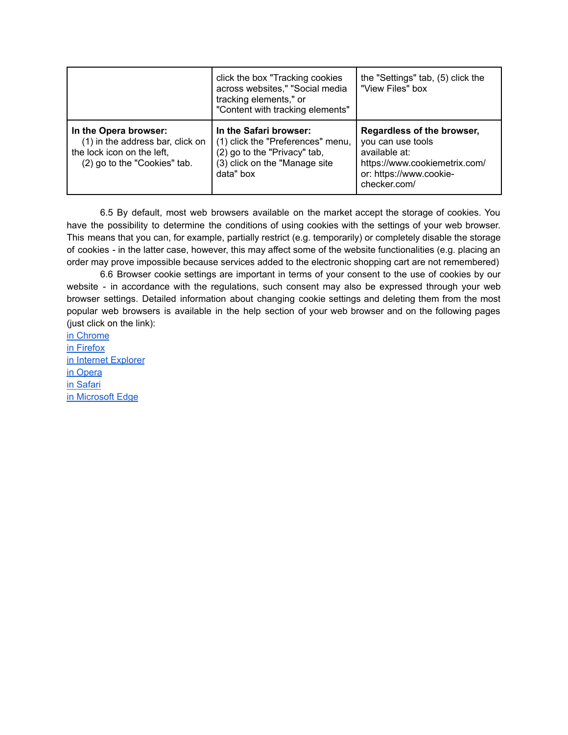| | | |
|---|---|---|
| | click the box "Tracking cookies across websites," "Social media tracking elements," or "Content with tracking elements" | the "Settings" tab, (5) click the "View Files" box |
| **In the Opera browser:** (1) in the address bar, click on the lock icon on the left, (2) go to the "Cookies" tab. | **In the Safari browser:** (1) click the "Preferences" menu, (2) go to the "Privacy" tab, (3) click on the "Manage site data" box | **Regardless of the browser,** you can use tools available at: https://www.cookiemetrix.com/ or: https://www.cookie-checker.com/ |

6.5 By default, most web browsers available on the market accept the storage of cookies. You have the possibility to determine the conditions of using cookies with the settings of your web browser. This means that you can, for example, partially restrict (e.g. temporarily) or completely disable the storage of cookies - in the latter case, however, this may affect some of the website functionalities (e.g. placing an order may prove impossible because services added to the electronic shopping cart are not remembered)

6.6 Browser cookie settings are important in terms of your consent to the use of cookies by our website - in accordance with the regulations, such consent may also be expressed through your web browser settings. Detailed information about changing cookie settings and deleting them from the most popular web browsers is available in the help section of your web browser and on the following pages (just click on the link):

in Chrome
in Firefox
in Internet Explorer
in Opera
in Safari
in Microsoft Edge